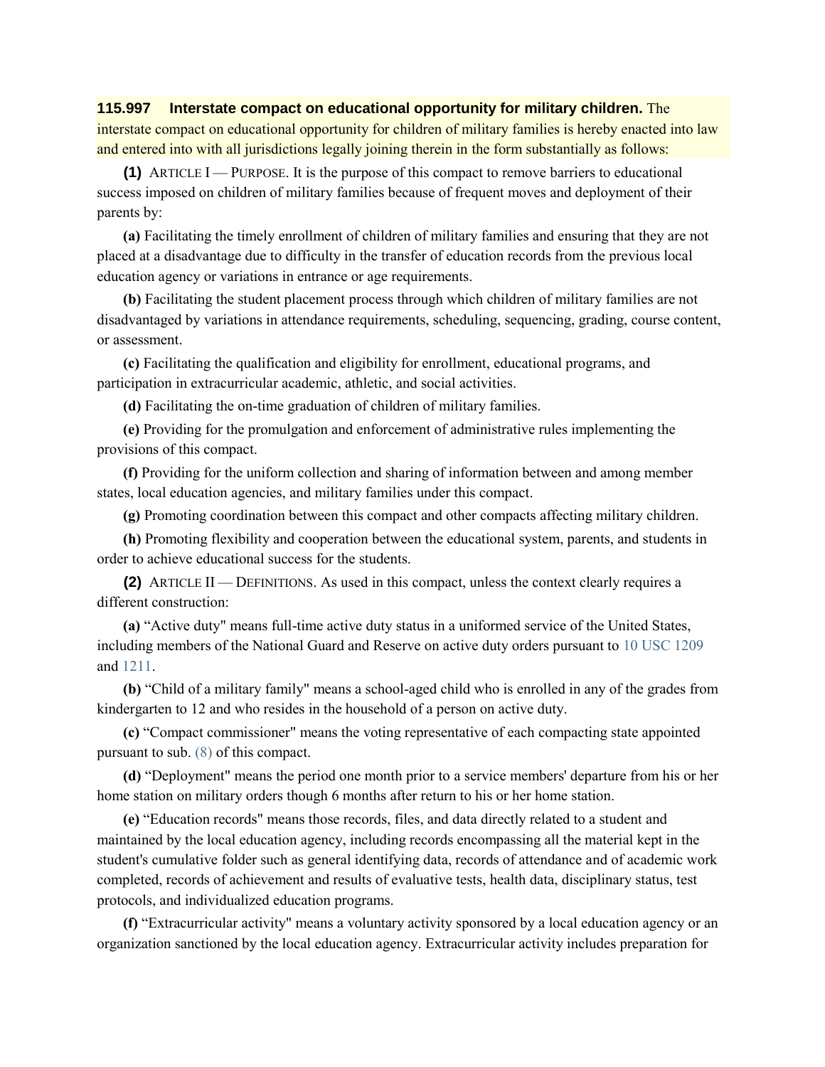**115.997 Interstate compact on educational opportunity for military children.** The interstate compact on educational opportunity for children of military families is hereby enacted into law and entered into with all jurisdictions legally joining therein in the form substantially as follows:

**(1)** ARTICLE I — PURPOSE. It is the purpose of this compact to remove barriers to educational success imposed on children of military families because of frequent moves and deployment of their parents by:

**(a)** Facilitating the timely enrollment of children of military families and ensuring that they are not placed at a disadvantage due to difficulty in the transfer of education records from the previous local education agency or variations in entrance or age requirements.

**(b)** Facilitating the student placement process through which children of military families are not disadvantaged by variations in attendance requirements, scheduling, sequencing, grading, course content, or assessment.

**(c)** Facilitating the qualification and eligibility for enrollment, educational programs, and participation in extracurricular academic, athletic, and social activities.

**(d)** Facilitating the on-time graduation of children of military families.

**(e)** Providing for the promulgation and enforcement of administrative rules implementing the provisions of this compact.

**(f)** Providing for the uniform collection and sharing of information between and among member states, local education agencies, and military families under this compact.

**(g)** Promoting coordination between this compact and other compacts affecting military children.

**(h)** Promoting flexibility and cooperation between the educational system, parents, and students in order to achieve educational success for the students.

**(2)** ARTICLE II — DEFINITIONS. As used in this compact, unless the context clearly requires a different construction:

**(a)** "Active duty" means full-time active duty status in a uniformed service of the United States, including members of the National Guard and Reserve on active duty orders pursuant to 10 USC 1209 and 1211.

**(b)** "Child of a military family" means a school-aged child who is enrolled in any of the grades from kindergarten to 12 and who resides in the household of a person on active duty.

**(c)** "Compact commissioner" means the voting representative of each compacting state appointed pursuant to sub. (8) of this compact.

**(d)** "Deployment" means the period one month prior to a service members' departure from his or her home station on military orders though 6 months after return to his or her home station.

**(e)** "Education records" means those records, files, and data directly related to a student and maintained by the local education agency, including records encompassing all the material kept in the student's cumulative folder such as general identifying data, records of attendance and of academic work completed, records of achievement and results of evaluative tests, health data, disciplinary status, test protocols, and individualized education programs.

**(f)** "Extracurricular activity" means a voluntary activity sponsored by a local education agency or an organization sanctioned by the local education agency. Extracurricular activity includes preparation for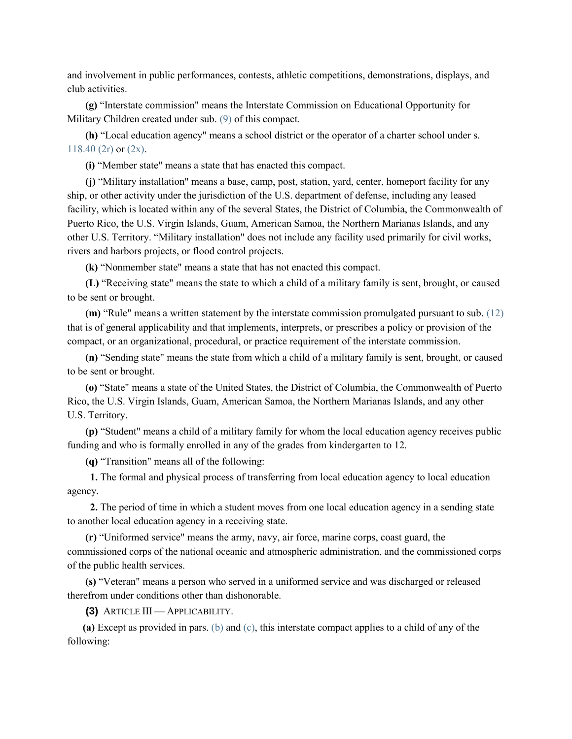and involvement in public performances, contests, athletic competitions, demonstrations, displays, and club activities.

**(g)** "Interstate commission" means the Interstate Commission on Educational Opportunity for Military Children created under sub. (9) of this compact.

**(h)** "Local education agency" means a school district or the operator of a charter school under s. 118.40 (2r) or (2x).

**(i)** "Member state" means a state that has enacted this compact.

**(j)** "Military installation" means a base, camp, post, station, yard, center, homeport facility for any ship, or other activity under the jurisdiction of the U.S. department of defense, including any leased facility, which is located within any of the several States, the District of Columbia, the Commonwealth of Puerto Rico, the U.S. Virgin Islands, Guam, American Samoa, the Northern Marianas Islands, and any other U.S. Territory. "Military installation" does not include any facility used primarily for civil works, rivers and harbors projects, or flood control projects.

**(k)** "Nonmember state" means a state that has not enacted this compact.

**(L)** "Receiving state" means the state to which a child of a military family is sent, brought, or caused to be sent or brought.

**(m)** "Rule" means a written statement by the interstate commission promulgated pursuant to sub. (12) that is of general applicability and that implements, interprets, or prescribes a policy or provision of the compact, or an organizational, procedural, or practice requirement of the interstate commission.

**(n)** "Sending state" means the state from which a child of a military family is sent, brought, or caused to be sent or brought.

**(o)** "State" means a state of the United States, the District of Columbia, the Commonwealth of Puerto Rico, the U.S. Virgin Islands, Guam, American Samoa, the Northern Marianas Islands, and any other U.S. Territory.

**(p)** "Student" means a child of a military family for whom the local education agency receives public funding and who is formally enrolled in any of the grades from kindergarten to 12.

**(q)** "Transition" means all of the following:

**1.** The formal and physical process of transferring from local education agency to local education agency.

**2.** The period of time in which a student moves from one local education agency in a sending state to another local education agency in a receiving state.

**(r)** "Uniformed service" means the army, navy, air force, marine corps, coast guard, the commissioned corps of the national oceanic and atmospheric administration, and the commissioned corps of the public health services.

**(s)** "Veteran" means a person who served in a uniformed service and was discharged or released therefrom under conditions other than dishonorable.

**(3)** ARTICLE III — APPLICABILITY.

**(a)** Except as provided in pars. (b) and (c), this interstate compact applies to a child of any of the following: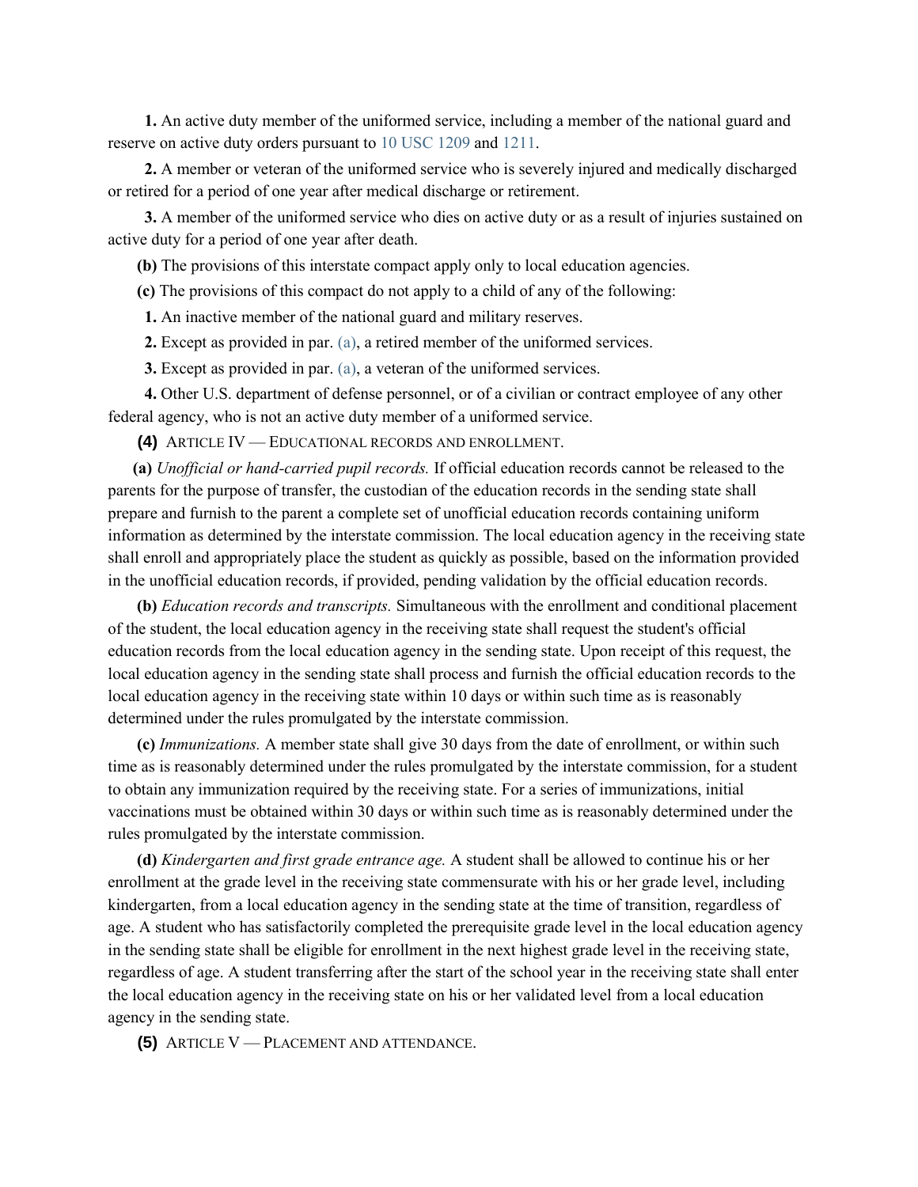**1.** An active duty member of the uniformed service, including a member of the national guard and reserve on active duty orders pursuant to 10 USC 1209 and 1211.

**2.** A member or veteran of the uniformed service who is severely injured and medically discharged or retired for a period of one year after medical discharge or retirement.

**3.** A member of the uniformed service who dies on active duty or as a result of injuries sustained on active duty for a period of one year after death.

**(b)** The provisions of this interstate compact apply only to local education agencies.

**(c)** The provisions of this compact do not apply to a child of any of the following:

**1.** An inactive member of the national guard and military reserves.

**2.** Except as provided in par. (a), a retired member of the uniformed services.

**3.** Except as provided in par. (a), a veteran of the uniformed services.

**4.** Other U.S. department of defense personnel, or of a civilian or contract employee of any other federal agency, who is not an active duty member of a uniformed service.

**(4)** ARTICLE IV — EDUCATIONAL RECORDS AND ENROLLMENT.

**(a)** *Unofficial or hand-carried pupil records.* If official education records cannot be released to the parents for the purpose of transfer, the custodian of the education records in the sending state shall prepare and furnish to the parent a complete set of unofficial education records containing uniform information as determined by the interstate commission. The local education agency in the receiving state shall enroll and appropriately place the student as quickly as possible, based on the information provided in the unofficial education records, if provided, pending validation by the official education records.

**(b)** *Education records and transcripts.* Simultaneous with the enrollment and conditional placement of the student, the local education agency in the receiving state shall request the student's official education records from the local education agency in the sending state. Upon receipt of this request, the local education agency in the sending state shall process and furnish the official education records to the local education agency in the receiving state within 10 days or within such time as is reasonably determined under the rules promulgated by the interstate commission.

**(c)** *Immunizations.* A member state shall give 30 days from the date of enrollment, or within such time as is reasonably determined under the rules promulgated by the interstate commission, for a student to obtain any immunization required by the receiving state. For a series of immunizations, initial vaccinations must be obtained within 30 days or within such time as is reasonably determined under the rules promulgated by the interstate commission.

**(d)** *Kindergarten and first grade entrance age.* A student shall be allowed to continue his or her enrollment at the grade level in the receiving state commensurate with his or her grade level, including kindergarten, from a local education agency in the sending state at the time of transition, regardless of age. A student who has satisfactorily completed the prerequisite grade level in the local education agency in the sending state shall be eligible for enrollment in the next highest grade level in the receiving state, regardless of age. A student transferring after the start of the school year in the receiving state shall enter the local education agency in the receiving state on his or her validated level from a local education agency in the sending state.

**(5)** ARTICLE V — PLACEMENT AND ATTENDANCE.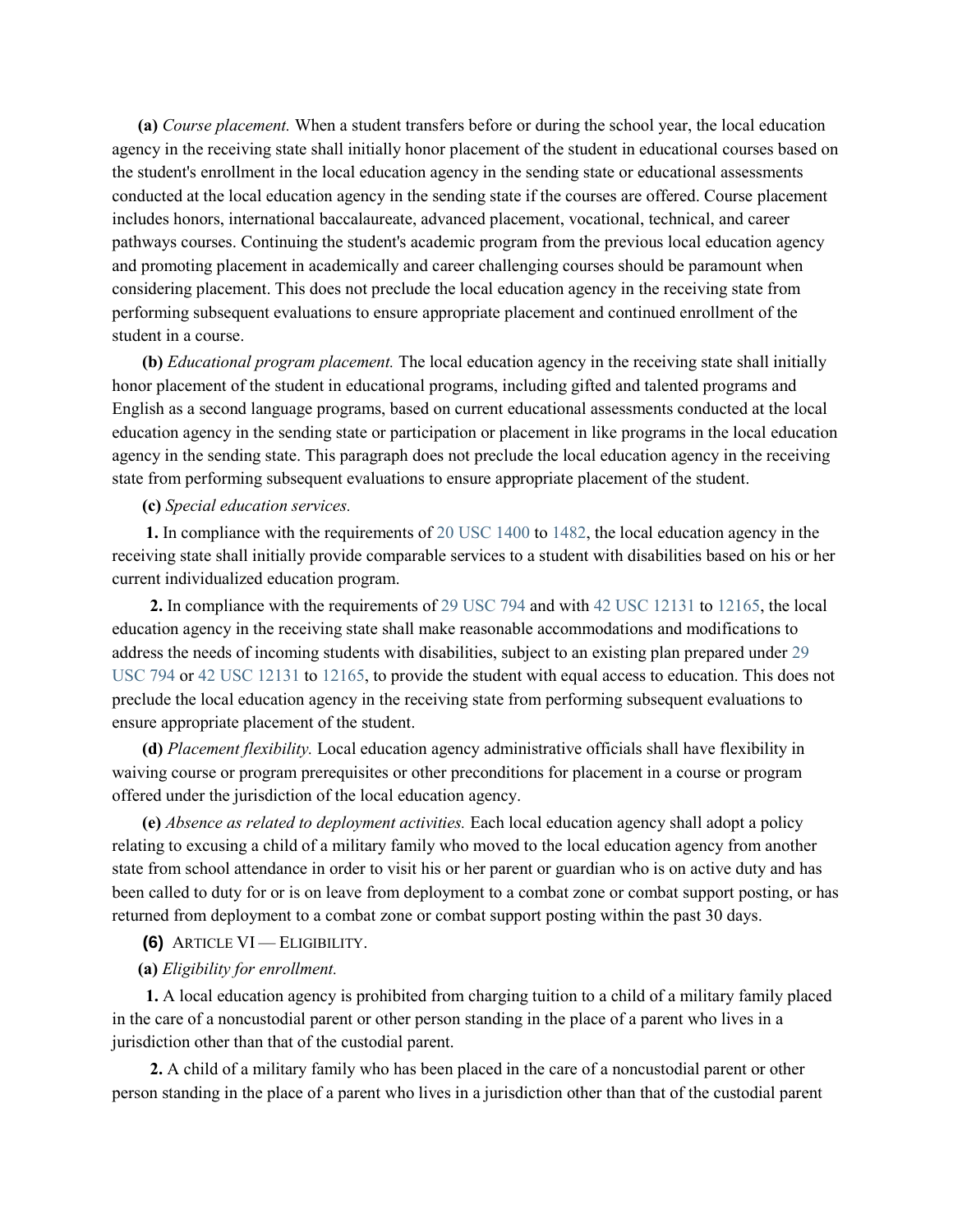**(a)** *Course placement.* When a student transfers before or during the school year, the local education agency in the receiving state shall initially honor placement of the student in educational courses based on the student's enrollment in the local education agency in the sending state or educational assessments conducted at the local education agency in the sending state if the courses are offered. Course placement includes honors, international baccalaureate, advanced placement, vocational, technical, and career pathways courses. Continuing the student's academic program from the previous local education agency and promoting placement in academically and career challenging courses should be paramount when considering placement. This does not preclude the local education agency in the receiving state from performing subsequent evaluations to ensure appropriate placement and continued enrollment of the student in a course.

**(b)** *Educational program placement.* The local education agency in the receiving state shall initially honor placement of the student in educational programs, including gifted and talented programs and English as a second language programs, based on current educational assessments conducted at the local education agency in the sending state or participation or placement in like programs in the local education agency in the sending state. This paragraph does not preclude the local education agency in the receiving state from performing subsequent evaluations to ensure appropriate placement of the student.

**(c)** *Special education services.*

**1.** In compliance with the requirements of 20 USC 1400 to 1482, the local education agency in the receiving state shall initially provide comparable services to a student with disabilities based on his or her current individualized education program.

**2.** In compliance with the requirements of 29 USC 794 and with 42 USC 12131 to 12165, the local education agency in the receiving state shall make reasonable accommodations and modifications to address the needs of incoming students with disabilities, subject to an existing plan prepared under 29 USC 794 or 42 USC 12131 to 12165, to provide the student with equal access to education. This does not preclude the local education agency in the receiving state from performing subsequent evaluations to ensure appropriate placement of the student.

**(d)** *Placement flexibility.* Local education agency administrative officials shall have flexibility in waiving course or program prerequisites or other preconditions for placement in a course or program offered under the jurisdiction of the local education agency.

**(e)** *Absence as related to deployment activities.* Each local education agency shall adopt a policy relating to excusing a child of a military family who moved to the local education agency from another state from school attendance in order to visit his or her parent or guardian who is on active duty and has been called to duty for or is on leave from deployment to a combat zone or combat support posting, or has returned from deployment to a combat zone or combat support posting within the past 30 days.

**(6)** ARTICLE VI — ELIGIBILITY.

**(a)** *Eligibility for enrollment.*

**1.** A local education agency is prohibited from charging tuition to a child of a military family placed in the care of a noncustodial parent or other person standing in the place of a parent who lives in a jurisdiction other than that of the custodial parent.

**2.** A child of a military family who has been placed in the care of a noncustodial parent or other person standing in the place of a parent who lives in a jurisdiction other than that of the custodial parent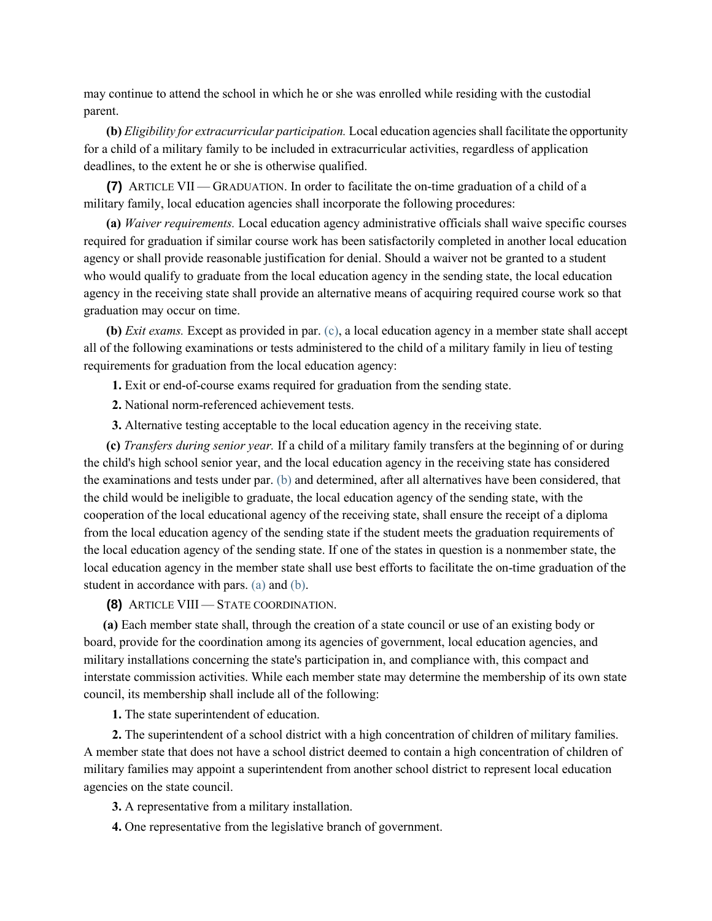may continue to attend the school in which he or she was enrolled while residing with the custodial parent.

**(b)** *Eligibility for extracurricular participation.* Local education agencies shall facilitate the opportunity for a child of a military family to be included in extracurricular activities, regardless of application deadlines, to the extent he or she is otherwise qualified.

**(7)** ARTICLE VII — GRADUATION. In order to facilitate the on-time graduation of a child of a military family, local education agencies shall incorporate the following procedures:

**(a)** *Waiver requirements.* Local education agency administrative officials shall waive specific courses required for graduation if similar course work has been satisfactorily completed in another local education agency or shall provide reasonable justification for denial. Should a waiver not be granted to a student who would qualify to graduate from the local education agency in the sending state, the local education agency in the receiving state shall provide an alternative means of acquiring required course work so that graduation may occur on time.

**(b)** *Exit exams.* Except as provided in par. (c), a local education agency in a member state shall accept all of the following examinations or tests administered to the child of a military family in lieu of testing requirements for graduation from the local education agency:

**1.** Exit or end-of-course exams required for graduation from the sending state.

**2.** National norm-referenced achievement tests.

**3.** Alternative testing acceptable to the local education agency in the receiving state.

**(c)** *Transfers during senior year.* If a child of a military family transfers at the beginning of or during the child's high school senior year, and the local education agency in the receiving state has considered the examinations and tests under par. (b) and determined, after all alternatives have been considered, that the child would be ineligible to graduate, the local education agency of the sending state, with the cooperation of the local educational agency of the receiving state, shall ensure the receipt of a diploma from the local education agency of the sending state if the student meets the graduation requirements of the local education agency of the sending state. If one of the states in question is a nonmember state, the local education agency in the member state shall use best efforts to facilitate the on-time graduation of the student in accordance with pars. (a) and (b).

**(8)** ARTICLE VIII — STATE COORDINATION.

**(a)** Each member state shall, through the creation of a state council or use of an existing body or board, provide for the coordination among its agencies of government, local education agencies, and military installations concerning the state's participation in, and compliance with, this compact and interstate commission activities. While each member state may determine the membership of its own state council, its membership shall include all of the following:

**1.** The state superintendent of education.

**2.** The superintendent of a school district with a high concentration of children of military families. A member state that does not have a school district deemed to contain a high concentration of children of military families may appoint a superintendent from another school district to represent local education agencies on the state council.

**3.** A representative from a military installation.

**4.** One representative from the legislative branch of government.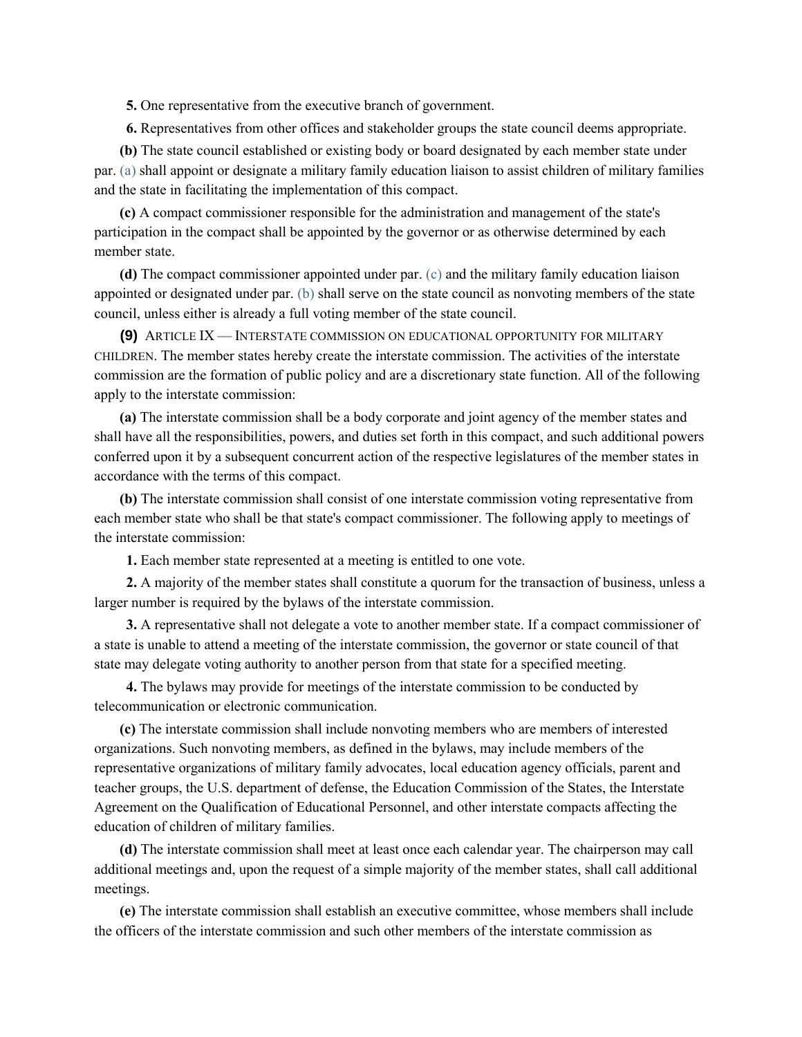**5.** One representative from the executive branch of government.

**6.** Representatives from other offices and stakeholder groups the state council deems appropriate.

**(b)** The state council established or existing body or board designated by each member state under par. (a) shall appoint or designate a military family education liaison to assist children of military families and the state in facilitating the implementation of this compact.

**(c)** A compact commissioner responsible for the administration and management of the state's participation in the compact shall be appointed by the governor or as otherwise determined by each member state.

**(d)** The compact commissioner appointed under par. (c) and the military family education liaison appointed or designated under par. (b) shall serve on the state council as nonvoting members of the state council, unless either is already a full voting member of the state council.

**(9)** ARTICLE IX — INTERSTATE COMMISSION ON EDUCATIONAL OPPORTUNITY FOR MILITARY CHILDREN. The member states hereby create the interstate commission. The activities of the interstate commission are the formation of public policy and are a discretionary state function. All of the following apply to the interstate commission:

**(a)** The interstate commission shall be a body corporate and joint agency of the member states and shall have all the responsibilities, powers, and duties set forth in this compact, and such additional powers conferred upon it by a subsequent concurrent action of the respective legislatures of the member states in accordance with the terms of this compact.

**(b)** The interstate commission shall consist of one interstate commission voting representative from each member state who shall be that state's compact commissioner. The following apply to meetings of the interstate commission:

**1.** Each member state represented at a meeting is entitled to one vote.

**2.** A majority of the member states shall constitute a quorum for the transaction of business, unless a larger number is required by the bylaws of the interstate commission.

**3.** A representative shall not delegate a vote to another member state. If a compact commissioner of a state is unable to attend a meeting of the interstate commission, the governor or state council of that state may delegate voting authority to another person from that state for a specified meeting.

**4.** The bylaws may provide for meetings of the interstate commission to be conducted by telecommunication or electronic communication.

**(c)** The interstate commission shall include nonvoting members who are members of interested organizations. Such nonvoting members, as defined in the bylaws, may include members of the representative organizations of military family advocates, local education agency officials, parent and teacher groups, the U.S. department of defense, the Education Commission of the States, the Interstate Agreement on the Qualification of Educational Personnel, and other interstate compacts affecting the education of children of military families.

**(d)** The interstate commission shall meet at least once each calendar year. The chairperson may call additional meetings and, upon the request of a simple majority of the member states, shall call additional meetings.

**(e)** The interstate commission shall establish an executive committee, whose members shall include the officers of the interstate commission and such other members of the interstate commission as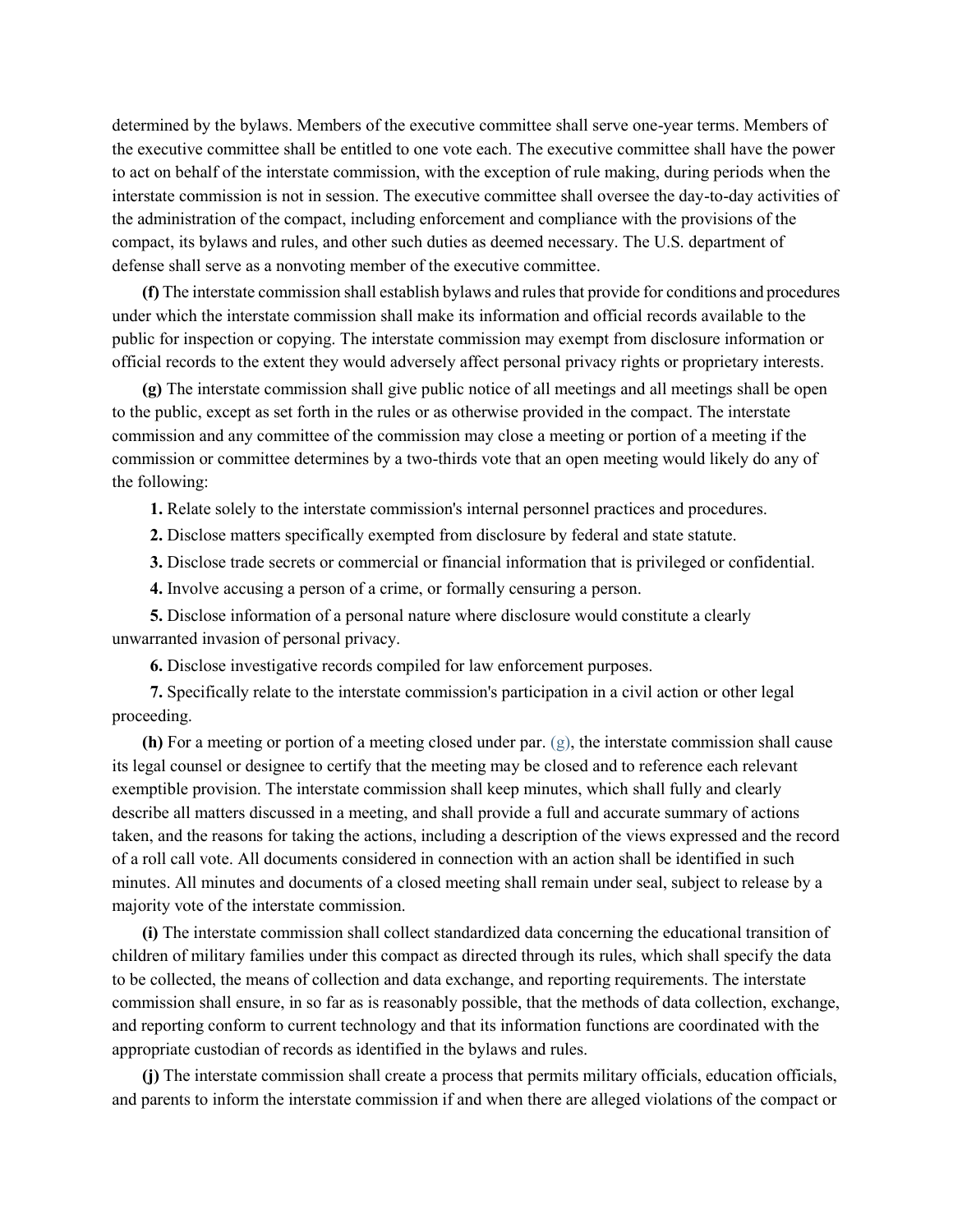determined by the bylaws. Members of the executive committee shall serve one-year terms. Members of the executive committee shall be entitled to one vote each. The executive committee shall have the power to act on behalf of the interstate commission, with the exception of rule making, during periods when the interstate commission is not in session. The executive committee shall oversee the day-to-day activities of the administration of the compact, including enforcement and compliance with the provisions of the compact, its bylaws and rules, and other such duties as deemed necessary. The U.S. department of defense shall serve as a nonvoting member of the executive committee.

**(f)** The interstate commission shall establish bylaws and rules that provide for conditions and procedures under which the interstate commission shall make its information and official records available to the public for inspection or copying. The interstate commission may exempt from disclosure information or official records to the extent they would adversely affect personal privacy rights or proprietary interests.

**(g)** The interstate commission shall give public notice of all meetings and all meetings shall be open to the public, except as set forth in the rules or as otherwise provided in the compact. The interstate commission and any committee of the commission may close a meeting or portion of a meeting if the commission or committee determines by a two-thirds vote that an open meeting would likely do any of the following:

**1.** Relate solely to the interstate commission's internal personnel practices and procedures.

**2.** Disclose matters specifically exempted from disclosure by federal and state statute.

**3.** Disclose trade secrets or commercial or financial information that is privileged or confidential.

**4.** Involve accusing a person of a crime, or formally censuring a person.

**5.** Disclose information of a personal nature where disclosure would constitute a clearly unwarranted invasion of personal privacy.

**6.** Disclose investigative records compiled for law enforcement purposes.

**7.** Specifically relate to the interstate commission's participation in a civil action or other legal proceeding.

**(h)** For a meeting or portion of a meeting closed under par. (g), the interstate commission shall cause its legal counsel or designee to certify that the meeting may be closed and to reference each relevant exemptible provision. The interstate commission shall keep minutes, which shall fully and clearly describe all matters discussed in a meeting, and shall provide a full and accurate summary of actions taken, and the reasons for taking the actions, including a description of the views expressed and the record of a roll call vote. All documents considered in connection with an action shall be identified in such minutes. All minutes and documents of a closed meeting shall remain under seal, subject to release by a majority vote of the interstate commission.

**(i)** The interstate commission shall collect standardized data concerning the educational transition of children of military families under this compact as directed through its rules, which shall specify the data to be collected, the means of collection and data exchange, and reporting requirements. The interstate commission shall ensure, in so far as is reasonably possible, that the methods of data collection, exchange, and reporting conform to current technology and that its information functions are coordinated with the appropriate custodian of records as identified in the bylaws and rules.

**(j)** The interstate commission shall create a process that permits military officials, education officials, and parents to inform the interstate commission if and when there are alleged violations of the compact or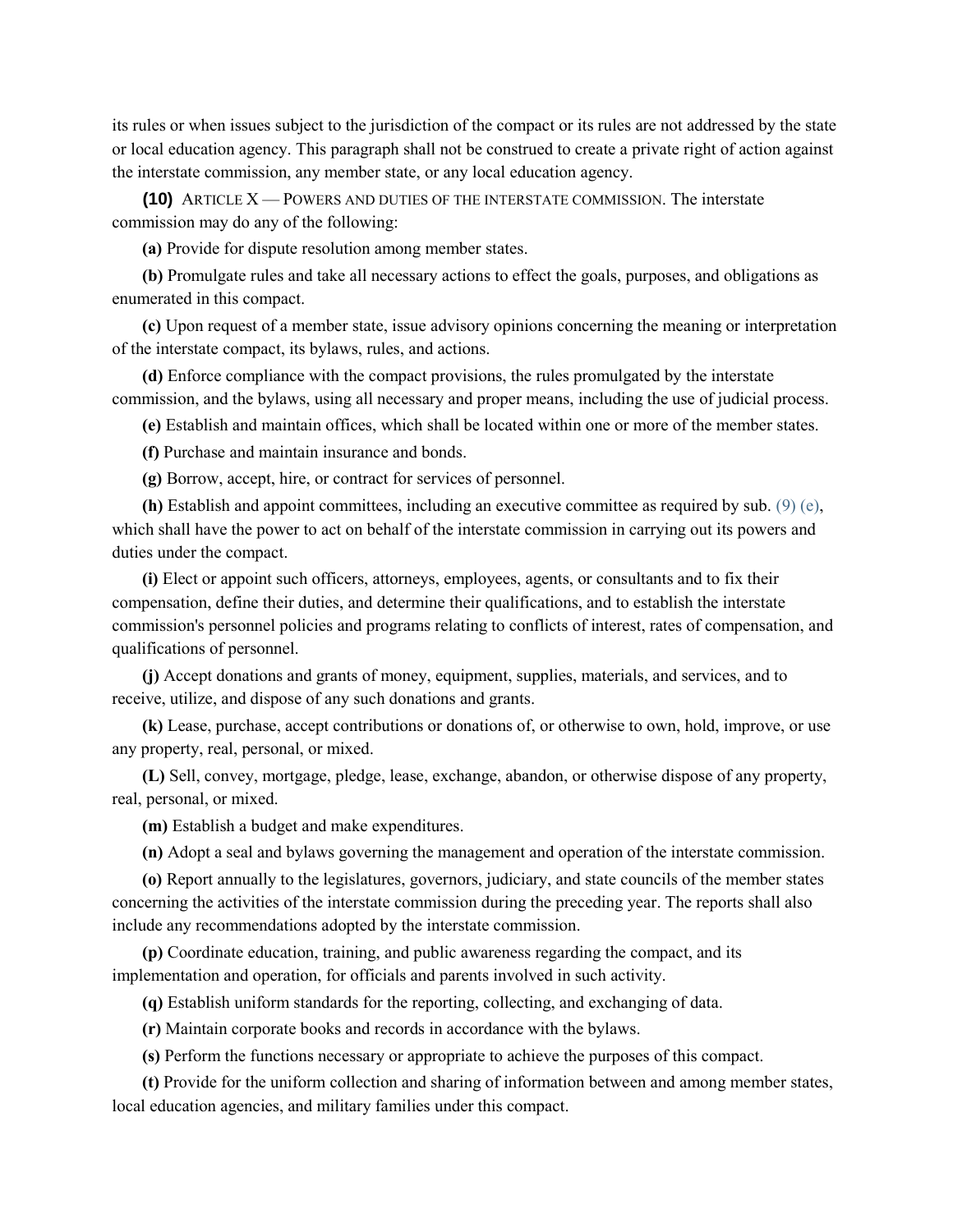its rules or when issues subject to the jurisdiction of the compact or its rules are not addressed by the state or local education agency. This paragraph shall not be construed to create a private right of action against the interstate commission, any member state, or any local education agency.

**(10)** ARTICLE X — POWERS AND DUTIES OF THE INTERSTATE COMMISSION. The interstate commission may do any of the following:

**(a)** Provide for dispute resolution among member states.

**(b)** Promulgate rules and take all necessary actions to effect the goals, purposes, and obligations as enumerated in this compact.

**(c)** Upon request of a member state, issue advisory opinions concerning the meaning or interpretation of the interstate compact, its bylaws, rules, and actions.

**(d)** Enforce compliance with the compact provisions, the rules promulgated by the interstate commission, and the bylaws, using all necessary and proper means, including the use of judicial process.

**(e)** Establish and maintain offices, which shall be located within one or more of the member states.

**(f)** Purchase and maintain insurance and bonds.

**(g)** Borrow, accept, hire, or contract for services of personnel.

**(h)** Establish and appoint committees, including an executive committee as required by sub. (9) (e), which shall have the power to act on behalf of the interstate commission in carrying out its powers and duties under the compact.

**(i)** Elect or appoint such officers, attorneys, employees, agents, or consultants and to fix their compensation, define their duties, and determine their qualifications, and to establish the interstate commission's personnel policies and programs relating to conflicts of interest, rates of compensation, and qualifications of personnel.

**(j)** Accept donations and grants of money, equipment, supplies, materials, and services, and to receive, utilize, and dispose of any such donations and grants.

**(k)** Lease, purchase, accept contributions or donations of, or otherwise to own, hold, improve, or use any property, real, personal, or mixed.

**(L)** Sell, convey, mortgage, pledge, lease, exchange, abandon, or otherwise dispose of any property, real, personal, or mixed.

**(m)** Establish a budget and make expenditures.

**(n)** Adopt a seal and bylaws governing the management and operation of the interstate commission.

**(o)** Report annually to the legislatures, governors, judiciary, and state councils of the member states concerning the activities of the interstate commission during the preceding year. The reports shall also include any recommendations adopted by the interstate commission.

**(p)** Coordinate education, training, and public awareness regarding the compact, and its implementation and operation, for officials and parents involved in such activity.

**(q)** Establish uniform standards for the reporting, collecting, and exchanging of data.

**(r)** Maintain corporate books and records in accordance with the bylaws.

**(s)** Perform the functions necessary or appropriate to achieve the purposes of this compact.

**(t)** Provide for the uniform collection and sharing of information between and among member states, local education agencies, and military families under this compact.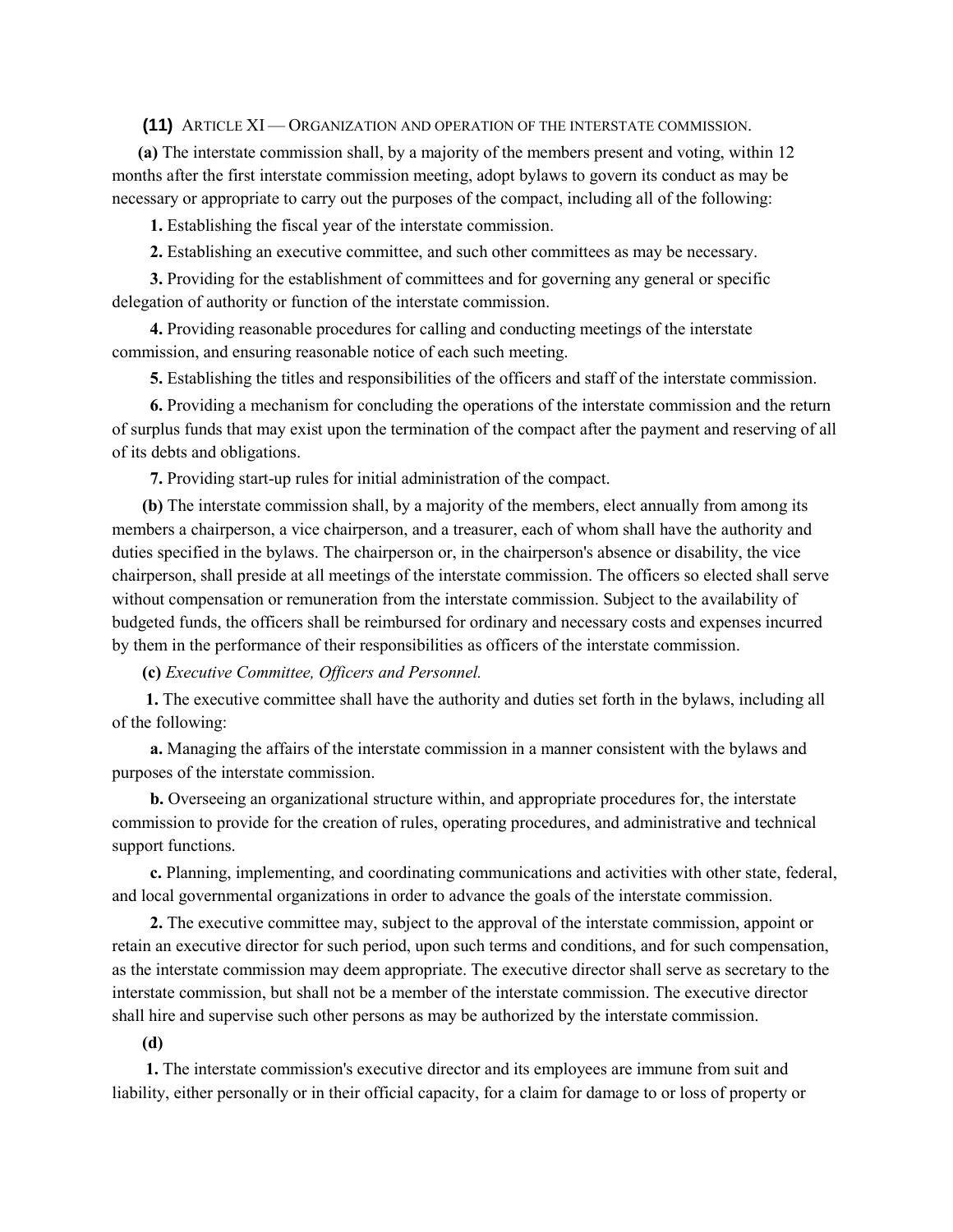**(11)** ARTICLE XI — ORGANIZATION AND OPERATION OF THE INTERSTATE COMMISSION.

**(a)** The interstate commission shall, by a majority of the members present and voting, within 12 months after the first interstate commission meeting, adopt bylaws to govern its conduct as may be necessary or appropriate to carry out the purposes of the compact, including all of the following:

**1.** Establishing the fiscal year of the interstate commission.

**2.** Establishing an executive committee, and such other committees as may be necessary.

**3.** Providing for the establishment of committees and for governing any general or specific delegation of authority or function of the interstate commission.

**4.** Providing reasonable procedures for calling and conducting meetings of the interstate commission, and ensuring reasonable notice of each such meeting.

**5.** Establishing the titles and responsibilities of the officers and staff of the interstate commission.

**6.** Providing a mechanism for concluding the operations of the interstate commission and the return of surplus funds that may exist upon the termination of the compact after the payment and reserving of all of its debts and obligations.

**7.** Providing start-up rules for initial administration of the compact.

**(b)** The interstate commission shall, by a majority of the members, elect annually from among its members a chairperson, a vice chairperson, and a treasurer, each of whom shall have the authority and duties specified in the bylaws. The chairperson or, in the chairperson's absence or disability, the vice chairperson, shall preside at all meetings of the interstate commission. The officers so elected shall serve without compensation or remuneration from the interstate commission. Subject to the availability of budgeted funds, the officers shall be reimbursed for ordinary and necessary costs and expenses incurred by them in the performance of their responsibilities as officers of the interstate commission.

**(c)** *Executive Committee, Officers and Personnel.*

**1.** The executive committee shall have the authority and duties set forth in the bylaws, including all of the following:

**a.** Managing the affairs of the interstate commission in a manner consistent with the bylaws and purposes of the interstate commission.

**b.** Overseeing an organizational structure within, and appropriate procedures for, the interstate commission to provide for the creation of rules, operating procedures, and administrative and technical support functions.

**c.** Planning, implementing, and coordinating communications and activities with other state, federal, and local governmental organizations in order to advance the goals of the interstate commission.

**2.** The executive committee may, subject to the approval of the interstate commission, appoint or retain an executive director for such period, upon such terms and conditions, and for such compensation, as the interstate commission may deem appropriate. The executive director shall serve as secretary to the interstate commission, but shall not be a member of the interstate commission. The executive director shall hire and supervise such other persons as may be authorized by the interstate commission.

**(d)**

**1.** The interstate commission's executive director and its employees are immune from suit and liability, either personally or in their official capacity, for a claim for damage to or loss of property or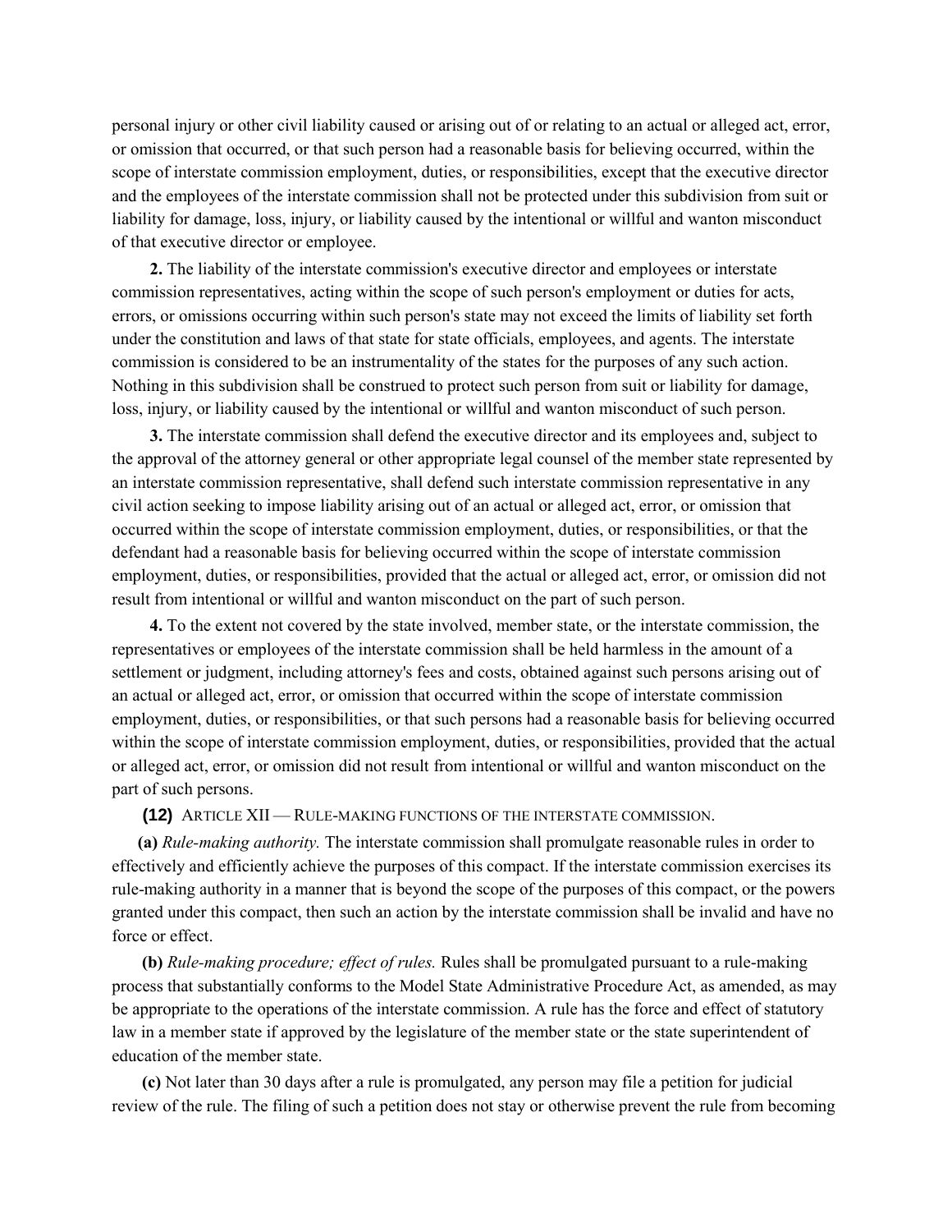personal injury or other civil liability caused or arising out of or relating to an actual or alleged act, error, or omission that occurred, or that such person had a reasonable basis for believing occurred, within the scope of interstate commission employment, duties, or responsibilities, except that the executive director and the employees of the interstate commission shall not be protected under this subdivision from suit or liability for damage, loss, injury, or liability caused by the intentional or willful and wanton misconduct of that executive director or employee.

**2.** The liability of the interstate commission's executive director and employees or interstate commission representatives, acting within the scope of such person's employment or duties for acts, errors, or omissions occurring within such person's state may not exceed the limits of liability set forth under the constitution and laws of that state for state officials, employees, and agents. The interstate commission is considered to be an instrumentality of the states for the purposes of any such action. Nothing in this subdivision shall be construed to protect such person from suit or liability for damage, loss, injury, or liability caused by the intentional or willful and wanton misconduct of such person.

**3.** The interstate commission shall defend the executive director and its employees and, subject to the approval of the attorney general or other appropriate legal counsel of the member state represented by an interstate commission representative, shall defend such interstate commission representative in any civil action seeking to impose liability arising out of an actual or alleged act, error, or omission that occurred within the scope of interstate commission employment, duties, or responsibilities, or that the defendant had a reasonable basis for believing occurred within the scope of interstate commission employment, duties, or responsibilities, provided that the actual or alleged act, error, or omission did not result from intentional or willful and wanton misconduct on the part of such person.

**4.** To the extent not covered by the state involved, member state, or the interstate commission, the representatives or employees of the interstate commission shall be held harmless in the amount of a settlement or judgment, including attorney's fees and costs, obtained against such persons arising out of an actual or alleged act, error, or omission that occurred within the scope of interstate commission employment, duties, or responsibilities, or that such persons had a reasonable basis for believing occurred within the scope of interstate commission employment, duties, or responsibilities, provided that the actual or alleged act, error, or omission did not result from intentional or willful and wanton misconduct on the part of such persons.

**(12)** ARTICLE XII — RULE-MAKING FUNCTIONS OF THE INTERSTATE COMMISSION.

**(a)** *Rule-making authority.* The interstate commission shall promulgate reasonable rules in order to effectively and efficiently achieve the purposes of this compact. If the interstate commission exercises its rule-making authority in a manner that is beyond the scope of the purposes of this compact, or the powers granted under this compact, then such an action by the interstate commission shall be invalid and have no force or effect.

**(b)** *Rule-making procedure; effect of rules.* Rules shall be promulgated pursuant to a rule-making process that substantially conforms to the Model State Administrative Procedure Act, as amended, as may be appropriate to the operations of the interstate commission. A rule has the force and effect of statutory law in a member state if approved by the legislature of the member state or the state superintendent of education of the member state.

**(c)** Not later than 30 days after a rule is promulgated, any person may file a petition for judicial review of the rule. The filing of such a petition does not stay or otherwise prevent the rule from becoming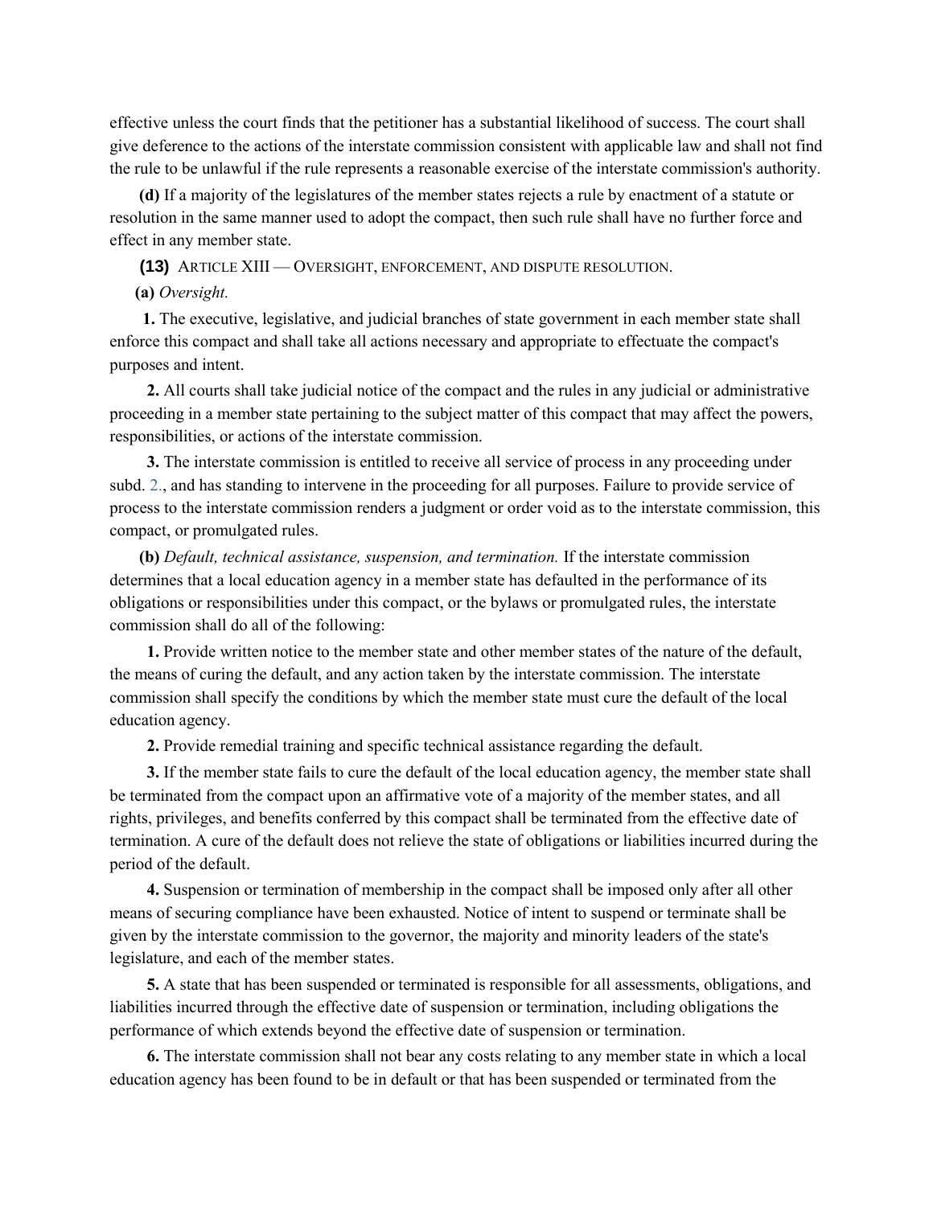effective unless the court finds that the petitioner has a substantial likelihood of success. The court shall give deference to the actions of the interstate commission consistent with applicable law and shall not find the rule to be unlawful if the rule represents a reasonable exercise of the interstate commission's authority.

**(d)** If a majority of the legislatures of the member states rejects a rule by enactment of a statute or resolution in the same manner used to adopt the compact, then such rule shall have no further force and effect in any member state.

**(13)** ARTICLE XIII — OVERSIGHT, ENFORCEMENT, AND DISPUTE RESOLUTION.

**(a)** *Oversight.*

**1.** The executive, legislative, and judicial branches of state government in each member state shall enforce this compact and shall take all actions necessary and appropriate to effectuate the compact's purposes and intent.

**2.** All courts shall take judicial notice of the compact and the rules in any judicial or administrative proceeding in a member state pertaining to the subject matter of this compact that may affect the powers, responsibilities, or actions of the interstate commission.

**3.** The interstate commission is entitled to receive all service of process in any proceeding under subd. 2., and has standing to intervene in the proceeding for all purposes. Failure to provide service of process to the interstate commission renders a judgment or order void as to the interstate commission, this compact, or promulgated rules.

**(b)** *Default, technical assistance, suspension, and termination.* If the interstate commission determines that a local education agency in a member state has defaulted in the performance of its obligations or responsibilities under this compact, or the bylaws or promulgated rules, the interstate commission shall do all of the following:

**1.** Provide written notice to the member state and other member states of the nature of the default, the means of curing the default, and any action taken by the interstate commission. The interstate commission shall specify the conditions by which the member state must cure the default of the local education agency.

**2.** Provide remedial training and specific technical assistance regarding the default.

**3.** If the member state fails to cure the default of the local education agency, the member state shall be terminated from the compact upon an affirmative vote of a majority of the member states, and all rights, privileges, and benefits conferred by this compact shall be terminated from the effective date of termination. A cure of the default does not relieve the state of obligations or liabilities incurred during the period of the default.

**4.** Suspension or termination of membership in the compact shall be imposed only after all other means of securing compliance have been exhausted. Notice of intent to suspend or terminate shall be given by the interstate commission to the governor, the majority and minority leaders of the state's legislature, and each of the member states.

**5.** A state that has been suspended or terminated is responsible for all assessments, obligations, and liabilities incurred through the effective date of suspension or termination, including obligations the performance of which extends beyond the effective date of suspension or termination.

**6.** The interstate commission shall not bear any costs relating to any member state in which a local education agency has been found to be in default or that has been suspended or terminated from the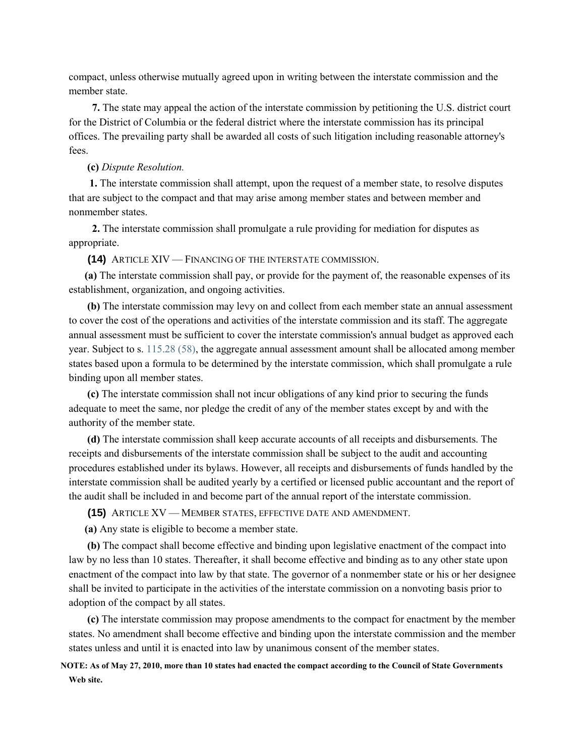compact, unless otherwise mutually agreed upon in writing between the interstate commission and the member state.

**7.** The state may appeal the action of the interstate commission by petitioning the U.S. district court for the District of Columbia or the federal district where the interstate commission has its principal offices. The prevailing party shall be awarded all costs of such litigation including reasonable attorney's fees.

**(c)** *Dispute Resolution.*

**1.** The interstate commission shall attempt, upon the request of a member state, to resolve disputes that are subject to the compact and that may arise among member states and between member and nonmember states.

**2.** The interstate commission shall promulgate a rule providing for mediation for disputes as appropriate.

**(14)** ARTICLE XIV — FINANCING OF THE INTERSTATE COMMISSION.

**(a)** The interstate commission shall pay, or provide for the payment of, the reasonable expenses of its establishment, organization, and ongoing activities.

**(b)** The interstate commission may levy on and collect from each member state an annual assessment to cover the cost of the operations and activities of the interstate commission and its staff. The aggregate annual assessment must be sufficient to cover the interstate commission's annual budget as approved each year. Subject to s. 115.28 (58), the aggregate annual assessment amount shall be allocated among member states based upon a formula to be determined by the interstate commission, which shall promulgate a rule binding upon all member states.

**(c)** The interstate commission shall not incur obligations of any kind prior to securing the funds adequate to meet the same, nor pledge the credit of any of the member states except by and with the authority of the member state.

**(d)** The interstate commission shall keep accurate accounts of all receipts and disbursements. The receipts and disbursements of the interstate commission shall be subject to the audit and accounting procedures established under its bylaws. However, all receipts and disbursements of funds handled by the interstate commission shall be audited yearly by a certified or licensed public accountant and the report of the audit shall be included in and become part of the annual report of the interstate commission.

**(15)** ARTICLE XV — MEMBER STATES, EFFECTIVE DATE AND AMENDMENT.

**(a)** Any state is eligible to become a member state.

**(b)** The compact shall become effective and binding upon legislative enactment of the compact into law by no less than 10 states. Thereafter, it shall become effective and binding as to any other state upon enactment of the compact into law by that state. The governor of a nonmember state or his or her designee shall be invited to participate in the activities of the interstate commission on a nonvoting basis prior to adoption of the compact by all states.

**(c)** The interstate commission may propose amendments to the compact for enactment by the member states. No amendment shall become effective and binding upon the interstate commission and the member states unless and until it is enacted into law by unanimous consent of the member states.

**NOTE: As of May 27, 2010, more than 10 states had enacted the compact according to the Council of State Governments Web site.**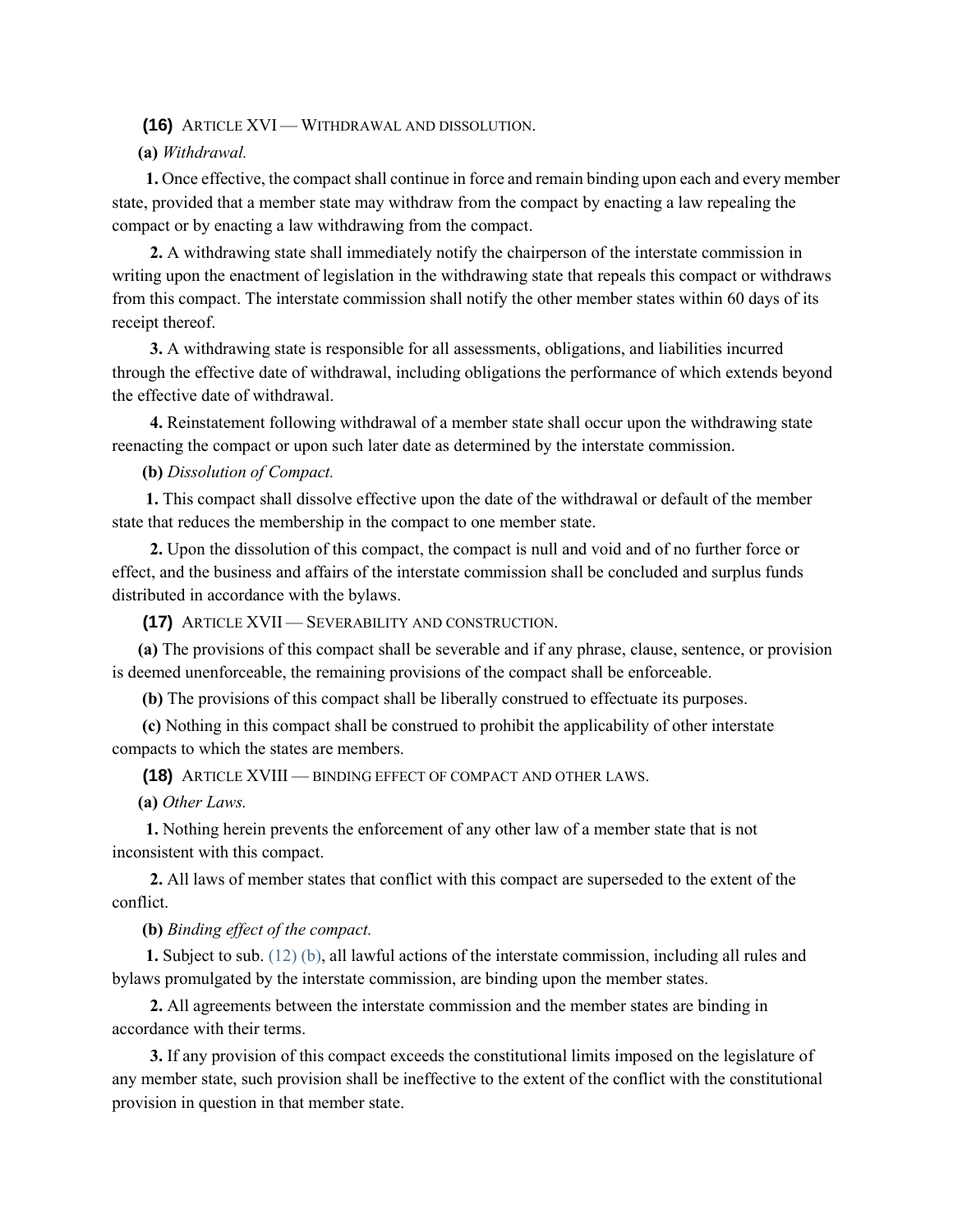**(16)** ARTICLE XVI — WITHDRAWAL AND DISSOLUTION.

**(a)** *Withdrawal.*

**1.** Once effective, the compact shall continue in force and remain binding upon each and every member state, provided that a member state may withdraw from the compact by enacting a law repealing the compact or by enacting a law withdrawing from the compact.

**2.** A withdrawing state shall immediately notify the chairperson of the interstate commission in writing upon the enactment of legislation in the withdrawing state that repeals this compact or withdraws from this compact. The interstate commission shall notify the other member states within 60 days of its receipt thereof.

**3.** A withdrawing state is responsible for all assessments, obligations, and liabilities incurred through the effective date of withdrawal, including obligations the performance of which extends beyond the effective date of withdrawal.

**4.** Reinstatement following withdrawal of a member state shall occur upon the withdrawing state reenacting the compact or upon such later date as determined by the interstate commission.

**(b)** *Dissolution of Compact.*

**1.** This compact shall dissolve effective upon the date of the withdrawal or default of the member state that reduces the membership in the compact to one member state.

**2.** Upon the dissolution of this compact, the compact is null and void and of no further force or effect, and the business and affairs of the interstate commission shall be concluded and surplus funds distributed in accordance with the bylaws.

**(17)** ARTICLE XVII — SEVERABILITY AND CONSTRUCTION.

**(a)** The provisions of this compact shall be severable and if any phrase, clause, sentence, or provision is deemed unenforceable, the remaining provisions of the compact shall be enforceable.

**(b)** The provisions of this compact shall be liberally construed to effectuate its purposes.

**(c)** Nothing in this compact shall be construed to prohibit the applicability of other interstate compacts to which the states are members.

**(18)** ARTICLE XVIII — BINDING EFFECT OF COMPACT AND OTHER LAWS.

**(a)** *Other Laws.*

**1.** Nothing herein prevents the enforcement of any other law of a member state that is not inconsistent with this compact.

**2.** All laws of member states that conflict with this compact are superseded to the extent of the conflict.

**(b)** *Binding effect of the compact.*

**1.** Subject to sub. (12) (b), all lawful actions of the interstate commission, including all rules and bylaws promulgated by the interstate commission, are binding upon the member states.

**2.** All agreements between the interstate commission and the member states are binding in accordance with their terms.

**3.** If any provision of this compact exceeds the constitutional limits imposed on the legislature of any member state, such provision shall be ineffective to the extent of the conflict with the constitutional provision in question in that member state.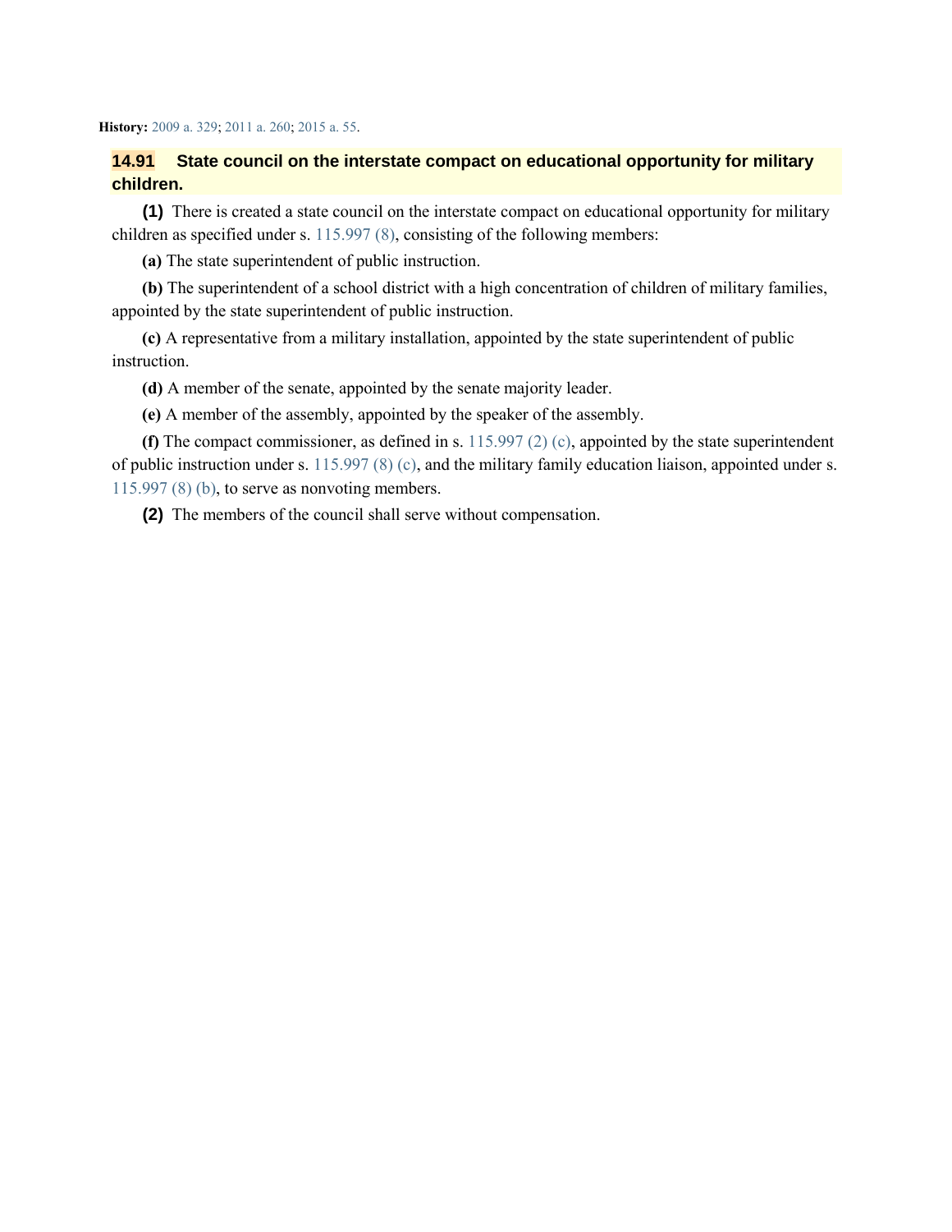**History:** 2009 a. 329; 2011 a. 260; 2015 a. 55.

## 14.91 State council on the interstate compact on educational opportunity for military children.

**(1)** There is created a state council on the interstate compact on educational opportunity for military children as specified under s. 115.997 (8), consisting of the following members:

**(a)** The state superintendent of public instruction.

**(b)** The superintendent of a school district with a high concentration of children of military families, appointed by the state superintendent of public instruction.

**(c)** A representative from a military installation, appointed by the state superintendent of public instruction.

**(d)** A member of the senate, appointed by the senate majority leader.

**(e)** A member of the assembly, appointed by the speaker of the assembly.

**(f)** The compact commissioner, as defined in s. 115.997 (2) (c), appointed by the state superintendent of public instruction under s. 115.997 (8) (c), and the military family education liaison, appointed under s. 115.997 (8) (b), to serve as nonvoting members.

**(2)** The members of the council shall serve without compensation.